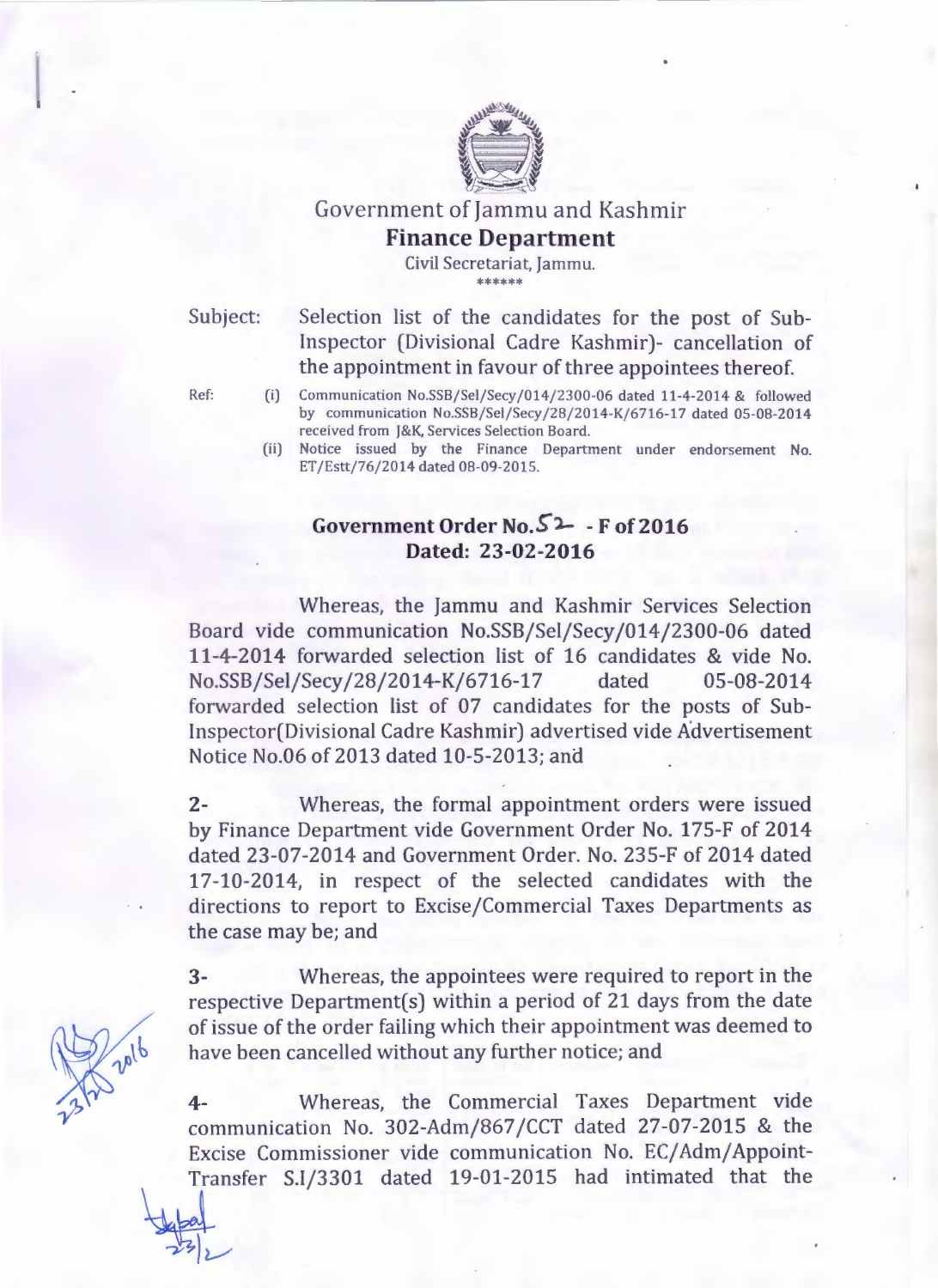# Government of Jammu and Kashmir

## Finance Department

Civil Secretariat, Jammu.

******

Subject: Selection list of the candidates for the post of Sub-Inspector (Divisional Cadre Kashmir)- cancellation of the appointment in favour of three appointees thereof.

Ref:
- (i) Communication No.SSB/Sel/Secy/014/2300-06 dated 11-4-2014 & followed by communication No.SSB/Sel/Secy/28/2014-K/6716-17 dated 05-08-2014 received from J&K, Services Selection Board.
- (ii) Notice issued by the Finance Department under endorsement No. ET/Estt/76/2014 dated 08-09-2015.

### Government Order No.52 - F of 2016
### Dated: 23-02-2016

Whereas, the Jammu and Kashmir Services Selection Board vide communication No.SSB/Sel/Secy/014/2300-06 dated 11-4-2014 forwarded selection list of 16 candidates & vide No. No.SSB/Sel/Secy/28/2014-K/6716-17 dated 05-08-2014 forwarded selection list of 07 candidates for the posts of Sub-Inspector(Divisional Cadre Kashmir) advertised vide Advertisement Notice No.06 of 2013 dated 10-5-2013; and

2- Whereas, the formal appointment orders were issued by Finance Department vide Government Order No. 175-F of 2014 dated 23-07-2014 and Government Order. No. 235-F of 2014 dated 17-10-2014, in respect of the selected candidates with the directions to report to Excise/Commercial Taxes Departments as the case may be; and

3- Whereas, the appointees were required to report in the respective Department(s) within a period of 21 days from the date of issue of the order failing which their appointment was deemed to have been cancelled without any further notice; and

4- Whereas, the Commercial Taxes Department vide communication No. 302-Adm/867/CCT dated 27-07-2015 & the Excise Commissioner vide communication No. EC/Adm/Appoint-Transfer S.I/3301 dated 19-01-2015 had intimated that the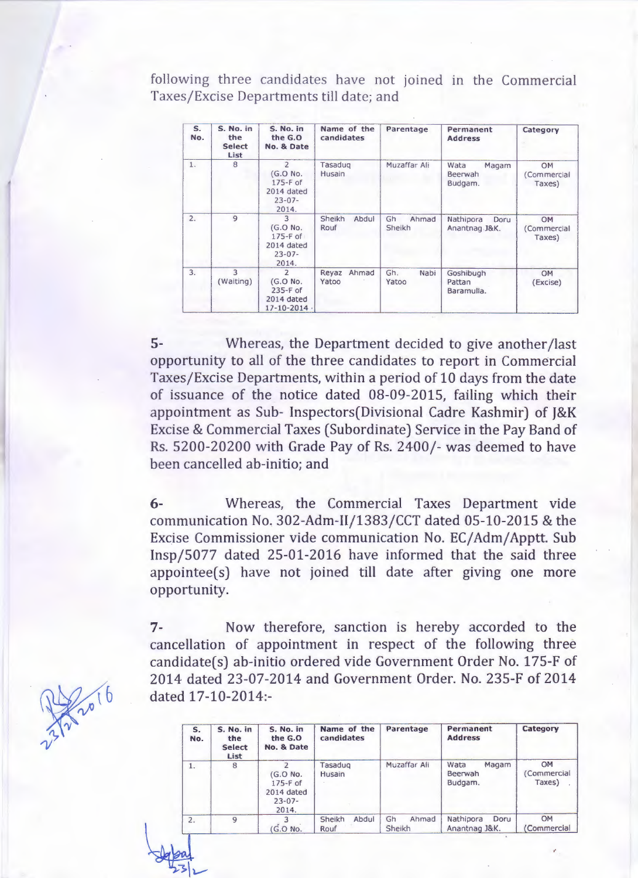following three candidates have not joined in the Commercial Taxes/Excise Departments till date; and

| S. No. | S. No. in the Select List | S. No. in the G.O No. & Date | Name of the candidates | Parentage | Permanent Address | Category |
|---|---|---|---|---|---|---|
| 1. | 8 | 2 (G.O No. 175-F of 2014 dated 23-07-2014. | Tasaduq Husain | Muzaffar Ali | Wata Magam Beerwah Budgam. | OM (Commercial Taxes) |
| 2. | 9 | 3 (G.O No. 175-F of 2014 dated 23-07-2014. | Sheikh Abdul Rouf | Gh Ahmad Sheikh | Nathipora Doru Anantnag J&K. | OM (Commercial Taxes) |
| 3. | 3 (Waiting) | 2 (G.O No. 235-F of 2014 dated 17-10-2014 | Reyaz Ahmad Yatoo | Gh. Nabi Yatoo | Goshibugh Pattan Baramulla. | OM (Excise) |

5- Whereas, the Department decided to give another/last opportunity to all of the three candidates to report in Commercial Taxes/Excise Departments, within a period of 10 days from the date of issuance of the notice dated 08-09-2015, failing which their appointment as Sub- Inspectors(Divisional Cadre Kashmir) of J&K Excise & Commercial Taxes (Subordinate) Service in the Pay Band of Rs. 5200-20200 with Grade Pay of Rs. 2400/- was deemed to have been cancelled ab-initio; and

6- Whereas, the Commercial Taxes Department vide communication No. 302-Adm-II/1383/CCT dated 05-10-2015 & the Excise Commissioner vide communication No. EC/Adm/Apptt. Sub Insp/5077 dated 25-01-2016 have informed that the said three appointee(s) have not joined till date after giving one more opportunity.

7- Now therefore, sanction is hereby accorded to the cancellation of appointment in respect of the following three candidate(s) ab-initio ordered vide Government Order No. 175-F of 2014 dated 23-07-2014 and Government Order. No. 235-F of 2014 dated 17-10-2014:-

| S. No. | S. No. in the Select List | S. No. in the G.O No. & Date | Name of the candidates | Parentage | Permanent Address | Category |
|---|---|---|---|---|---|---|
| 1. | 8 | 2 (G.O No. 175-F of 2014 dated 23-07-2014. | Tasaduq Husain | Muzaffar Ali | Wata Magam Beerwah Budgam. | OM (Commercial Taxes) |
| 2. | 9 | 3 (G.O No. | Sheikh Abdul Rouf | Gh Ahmad Sheikh | Nathipora Doru Anantnag J&K. | OM (Commercial |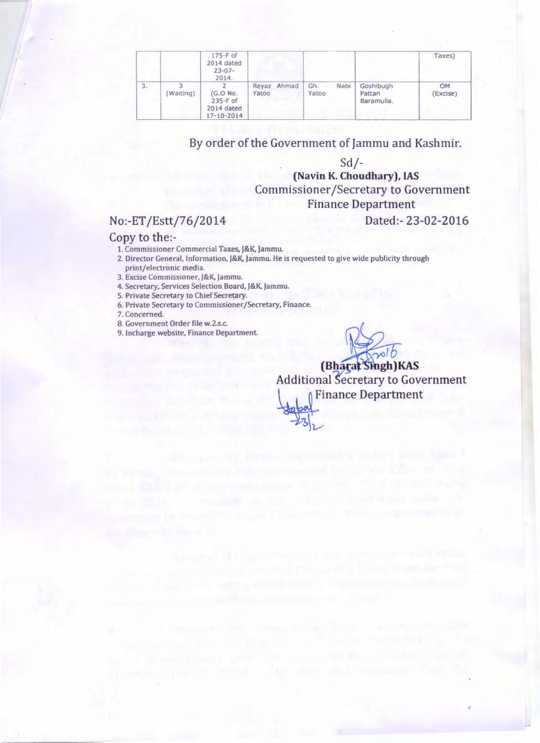| | | | | | | |
|---|---|---|---|---|---|---|
| | | 175-F of 2014 dated 23-07-2014. | | | | Taxes) |
| 3. | 3 (Waiting) | 2 (G.O No. 235-F of 2014 dated 17-10-2014 | Reyaz Ahmad Yatoo | Gh. Nabi Yatoo | Goshibugh Pattan Baramulla. | OM (Excise) |

By order of the Government of Jammu and Kashmir.

Sd/-

**(Navin K. Choudhary), IAS**
Commissioner/Secretary to Government
Finance Department

No:-ET/Estt/76/2014 Dated:- 23-02-2016

Copy to the:-

1. Commissioner Commercial Taxes, J&K, Jammu.
2. Director General, Information, J&K, Jammu. He is requested to give wide publicity through print/electronic media.
3. Excise Commissioner, J&K, Jammu.
4. Secretary, Services Selection Board, J&K, Jammu.
5. Private Secretary to Chief Secretary.
6. Private Secretary to Commissioner/Secretary, Finance.
7. Concerned.
8. Government Order file w.2.s.c.
9. Incharge website, Finance Department.

**(Bharat Singh)KAS**
Additional Secretary to Government
Finance Department